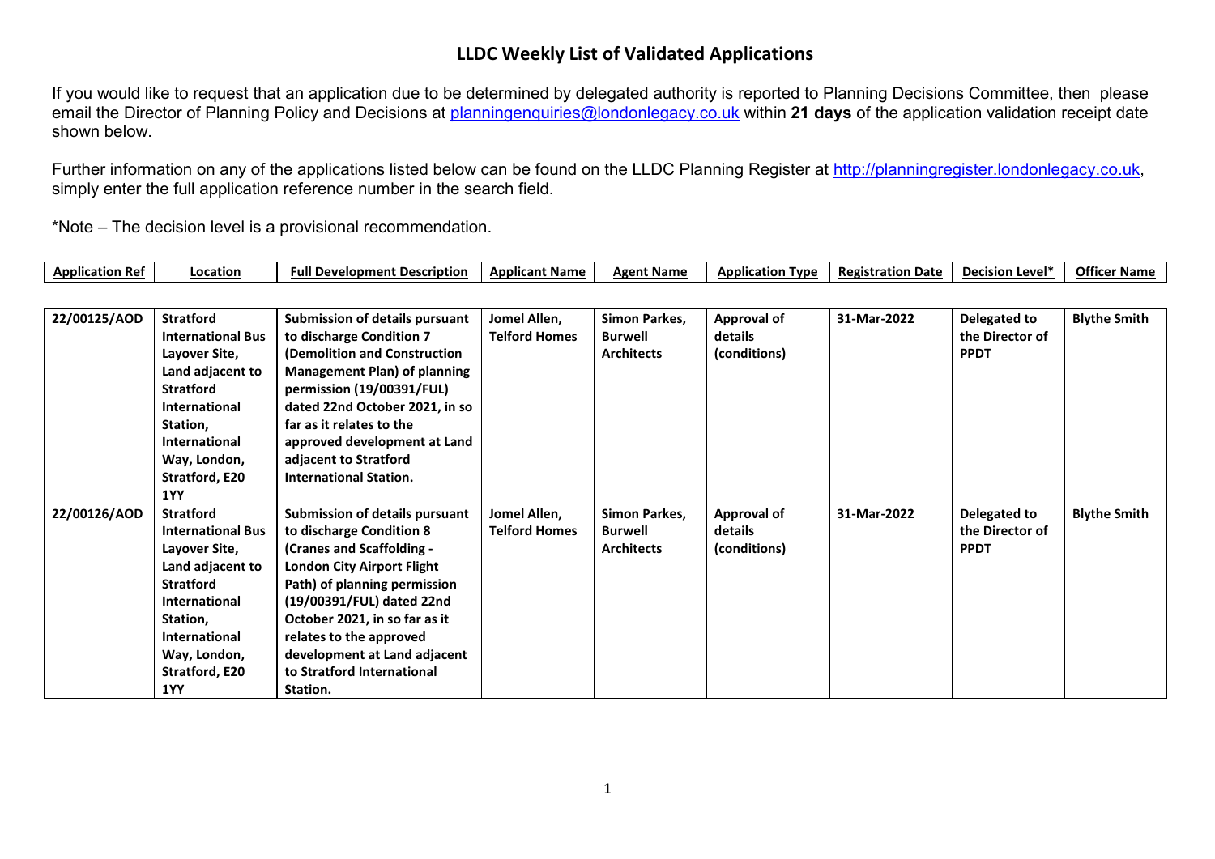# LLDC Weekly List of Validated Applications

If you would like to request that an application due to be determined by delegated authority is reported to Planning Decisions Committee, then please email the Director of Planning Policy and Decisions at planningenquiries@londonlegacy.co.uk within **21 days** of the application validation receipt date shown below.

Further information on any of the applications listed below can be found on the LLDC Planning Register at http://planningregister.londonlegacy.co.uk, simply enter the full application reference number in the search field.

*Note – The decision level is a provisional recommendation.

| Application Ref | Location | Full Development Description | Applicant Name | Agent Name | Application Type | Registration Date | Decision Level* | Officer Name |
|---|---|---|---|---|---|---|---|---|
| **22/00125/AOD** | **Stratford International Bus Layover Site, Land adjacent to Stratford International Station, International Way, London, Stratford, E20 1YY** | **Submission of details pursuant to discharge Condition 7 (Demolition and Construction Management Plan) of planning permission (19/00391/FUL) dated 22nd October 2021, in so far as it relates to the approved development at Land adjacent to Stratford International Station.** | **Jomel Allen, Telford Homes** | **Simon Parkes, Burwell Architects** | **Approval of details (conditions)** | **31-Mar-2022** | **Delegated to the Director of PPDT** | **Blythe Smith** |
| **22/00126/AOD** | **Stratford International Bus Layover Site, Land adjacent to Stratford International Station, International Way, London, Stratford, E20 1YY** | **Submission of details pursuant to discharge Condition 8 (Cranes and Scaffolding - London City Airport Flight Path) of planning permission (19/00391/FUL) dated 22nd October 2021, in so far as it relates to the approved development at Land adjacent to Stratford International Station.** | **Jomel Allen, Telford Homes** | **Simon Parkes, Burwell Architects** | **Approval of details (conditions)** | **31-Mar-2022** | **Delegated to the Director of PPDT** | **Blythe Smith** |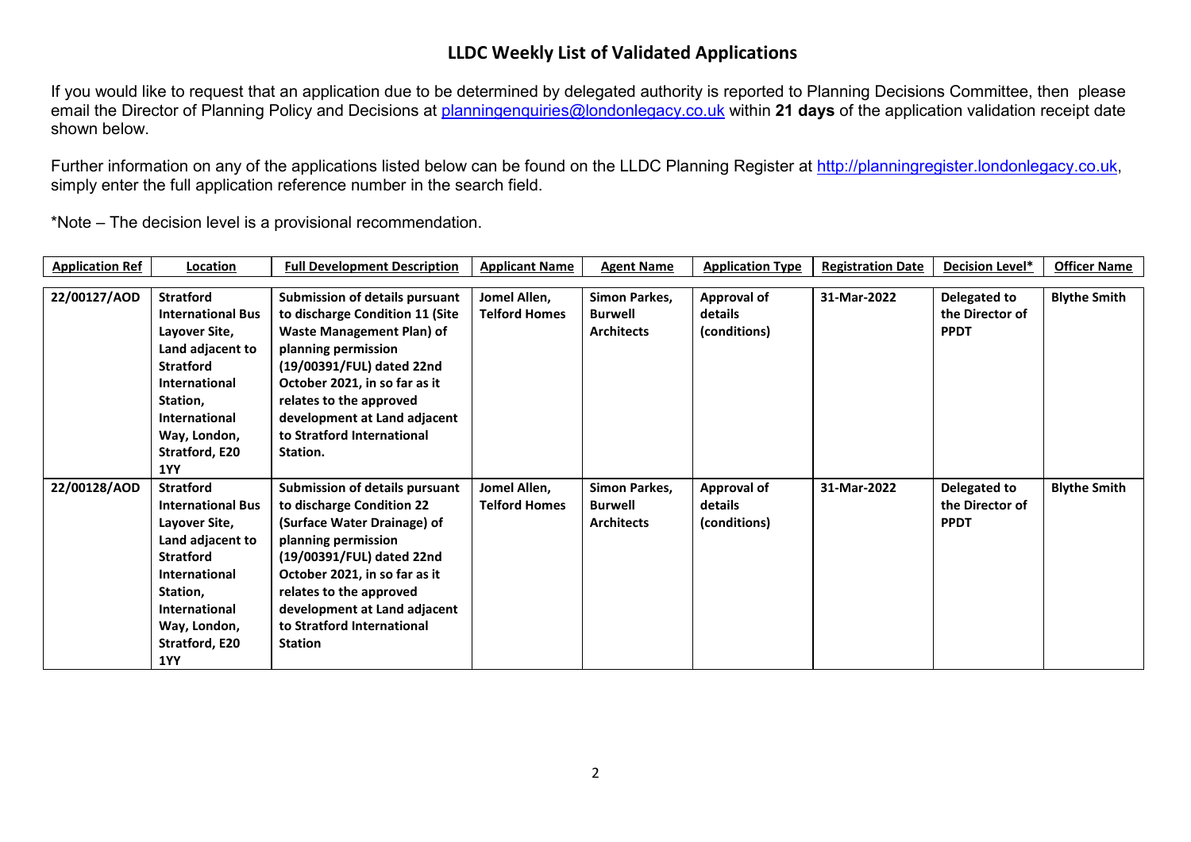# LLDC Weekly List of Validated Applications

If you would like to request that an application due to be determined by delegated authority is reported to Planning Decisions Committee, then please email the Director of Planning Policy and Decisions at [planningenquiries@londonlegacy.co.uk](mailto:planningenquiries@londonlegacy.co.uk) within **21 days** of the application validation receipt date shown below.

Further information on any of the applications listed below can be found on the LLDC Planning Register at [http://planningregister.londonlegacy.co.uk](http://planningregister.londonlegacy.co.uk), simply enter the full application reference number in the search field.

*Note – The decision level is a provisional recommendation.

| Application Ref | Location | Full Development Description | Applicant Name | Agent Name | Application Type | Registration Date | Decision Level* | Officer Name |
|---|---|---|---|---|---|---|---|---|
| **22/00127/AOD** | **Stratford International Bus Layover Site, Land adjacent to Stratford International Station, International Way, London, Stratford, E20 1YY** | **Submission of details pursuant to discharge Condition 11 (Site Waste Management Plan) of planning permission (19/00391/FUL) dated 22nd October 2021, in so far as it relates to the approved development at Land adjacent to Stratford International Station.** | **Jomel Allen, Telford Homes** | **Simon Parkes, Burwell Architects** | **Approval of details (conditions)** | **31-Mar-2022** | **Delegated to the Director of PPDT** | **Blythe Smith** |
| **22/00128/AOD** | **Stratford International Bus Layover Site, Land adjacent to Stratford International Station, International Way, London, Stratford, E20 1YY** | **Submission of details pursuant to discharge Condition 22 (Surface Water Drainage) of planning permission (19/00391/FUL) dated 22nd October 2021, in so far as it relates to the approved development at Land adjacent to Stratford International Station** | **Jomel Allen, Telford Homes** | **Simon Parkes, Burwell Architects** | **Approval of details (conditions)** | **31-Mar-2022** | **Delegated to the Director of PPDT** | **Blythe Smith** |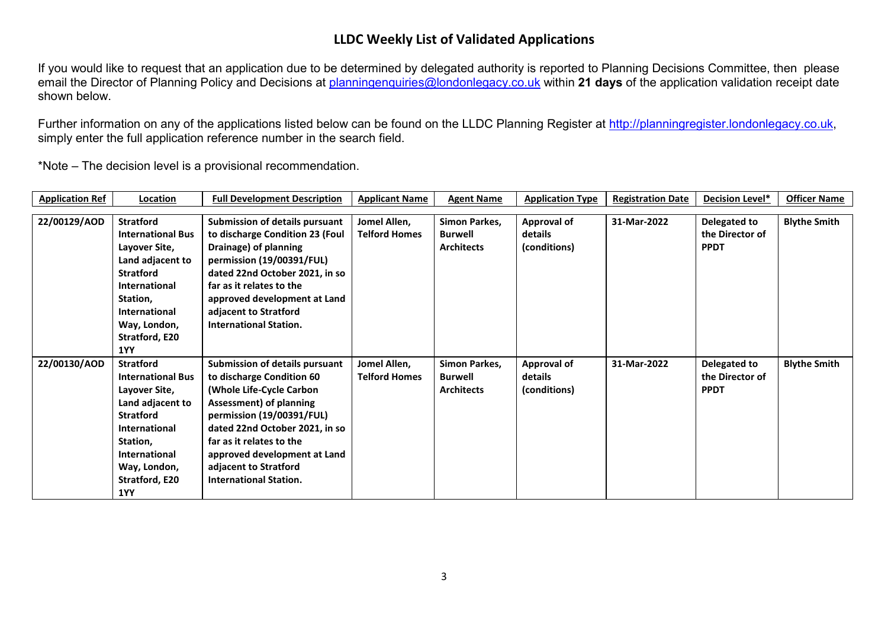## LLDC Weekly List of Validated Applications

If you would like to request that an application due to be determined by delegated authority is reported to Planning Decisions Committee, then please email the Director of Planning Policy and Decisions at planningenquiries@londonlegacy.co.uk within **21 days** of the application validation receipt date shown below.

Further information on any of the applications listed below can be found on the LLDC Planning Register at http://planningregister.londonlegacy.co.uk, simply enter the full application reference number in the search field.

*Note – The decision level is a provisional recommendation.

| Application Ref | Location | Full Development Description | Applicant Name | Agent Name | Application Type | Registration Date | Decision Level* | Officer Name |
|---|---|---|---|---|---|---|---|---|
| 22/00129/AOD | Stratford International Bus Layover Site, Land adjacent to Stratford International Station, International Way, London, Stratford, E20 1YY | Submission of details pursuant to discharge Condition 23 (Foul Drainage) of planning permission (19/00391/FUL) dated 22nd October 2021, in so far as it relates to the approved development at Land adjacent to Stratford International Station. | Jomel Allen, Telford Homes | Simon Parkes, Burwell Architects | Approval of details (conditions) | 31-Mar-2022 | Delegated to the Director of PPDT | Blythe Smith |
| 22/00130/AOD | Stratford International Bus Layover Site, Land adjacent to Stratford International Station, International Way, London, Stratford, E20 1YY | Submission of details pursuant to discharge Condition 60 (Whole Life-Cycle Carbon Assessment) of planning permission (19/00391/FUL) dated 22nd October 2021, in so far as it relates to the approved development at Land adjacent to Stratford International Station. | Jomel Allen, Telford Homes | Simon Parkes, Burwell Architects | Approval of details (conditions) | 31-Mar-2022 | Delegated to the Director of PPDT | Blythe Smith |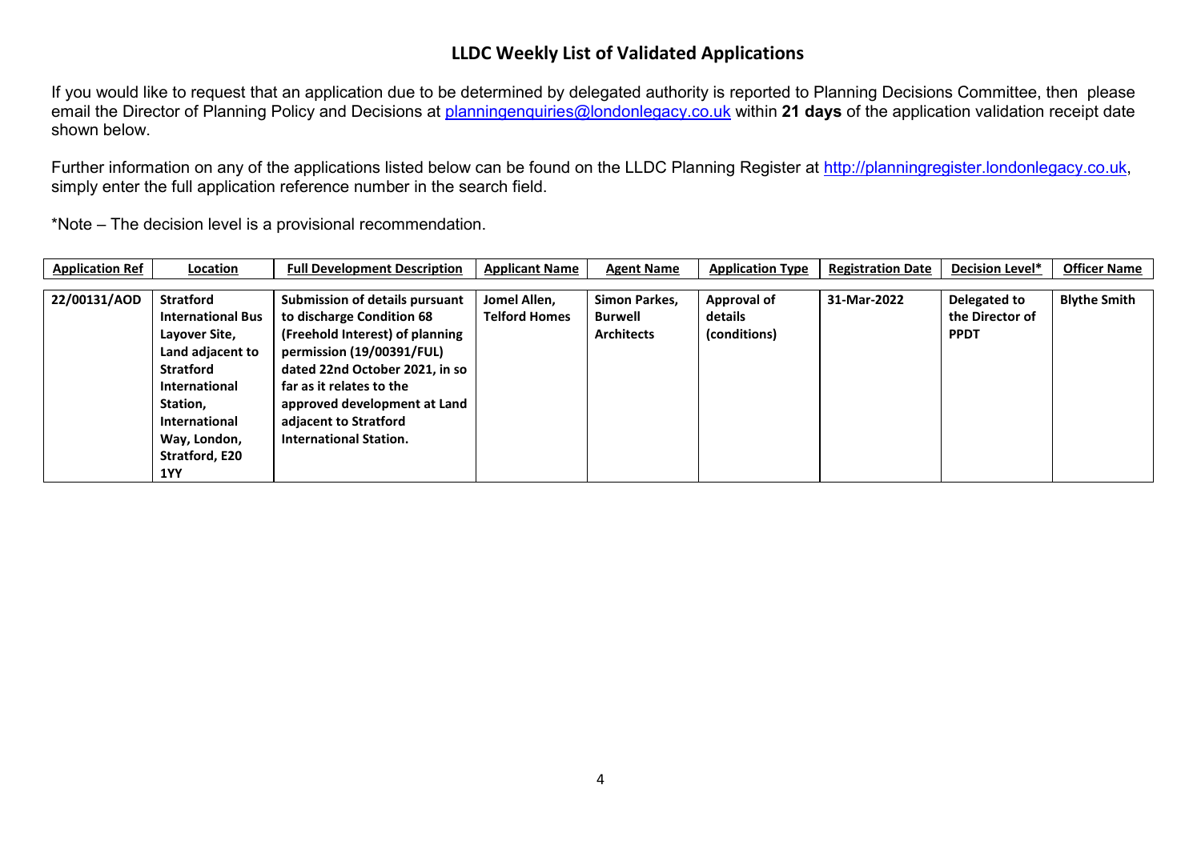## LLDC Weekly List of Validated Applications

If you would like to request that an application due to be determined by delegated authority is reported to Planning Decisions Committee, then please email the Director of Planning Policy and Decisions at planningenquiries@londonlegacy.co.uk within **21 days** of the application validation receipt date shown below.

Further information on any of the applications listed below can be found on the LLDC Planning Register at http://planningregister.londonlegacy.co.uk, simply enter the full application reference number in the search field.

*Note – The decision level is a provisional recommendation.

| Application Ref | Location | Full Development Description | Applicant Name | Agent Name | Application Type | Registration Date | Decision Level* | Officer Name |
|---|---|---|---|---|---|---|---|---|
| **22/00131/AOD** | **Stratford International Bus Layover Site, Land adjacent to Stratford International Station, International Way, London, Stratford, E20 1YY** | **Submission of details pursuant to discharge Condition 68 (Freehold Interest) of planning permission (19/00391/FUL) dated 22nd October 2021, in so far as it relates to the approved development at Land adjacent to Stratford International Station.** | **Jomel Allen, Telford Homes** | **Simon Parkes, Burwell Architects** | **Approval of details (conditions)** | **31-Mar-2022** | **Delegated to the Director of PPDT** | **Blythe Smith** |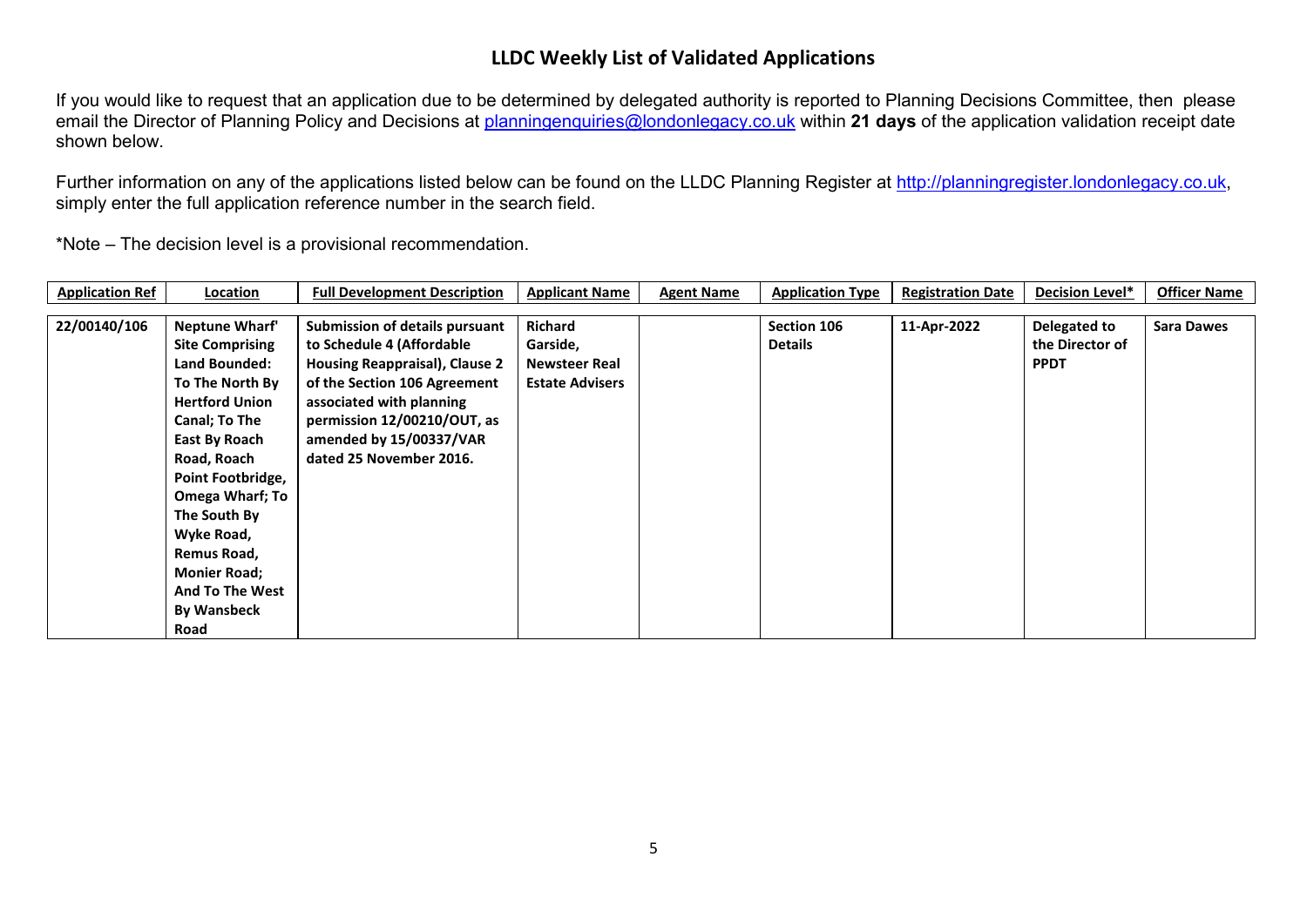# LLDC Weekly List of Validated Applications

If you would like to request that an application due to be determined by delegated authority is reported to Planning Decisions Committee, then please email the Director of Planning Policy and Decisions at planningenquiries@londonlegacy.co.uk within **21 days** of the application validation receipt date shown below.

Further information on any of the applications listed below can be found on the LLDC Planning Register at http://planningregister.londonlegacy.co.uk, simply enter the full application reference number in the search field.

*Note – The decision level is a provisional recommendation.

| Application Ref | Location | Full Development Description | Applicant Name | Agent Name | Application Type | Registration Date | Decision Level* | Officer Name |
|---|---|---|---|---|---|---|---|---|
| **22/00140/106** | **Neptune Wharf' Site Comprising Land Bounded: To The North By Hertford Union Canal; To The East By Roach Road, Roach Point Footbridge, Omega Wharf; To The South By Wyke Road, Remus Road, Monier Road; And To The West By Wansbeck Road** | **Submission of details pursuant to Schedule 4 (Affordable Housing Reappraisal), Clause 2 of the Section 106 Agreement associated with planning permission 12/00210/OUT, as amended by 15/00337/VAR dated 25 November 2016.** | **Richard Garside, Newsteer Real Estate Advisers** | | **Section 106 Details** | **11-Apr-2022** | **Delegated to the Director of PPDT** | **Sara Dawes** |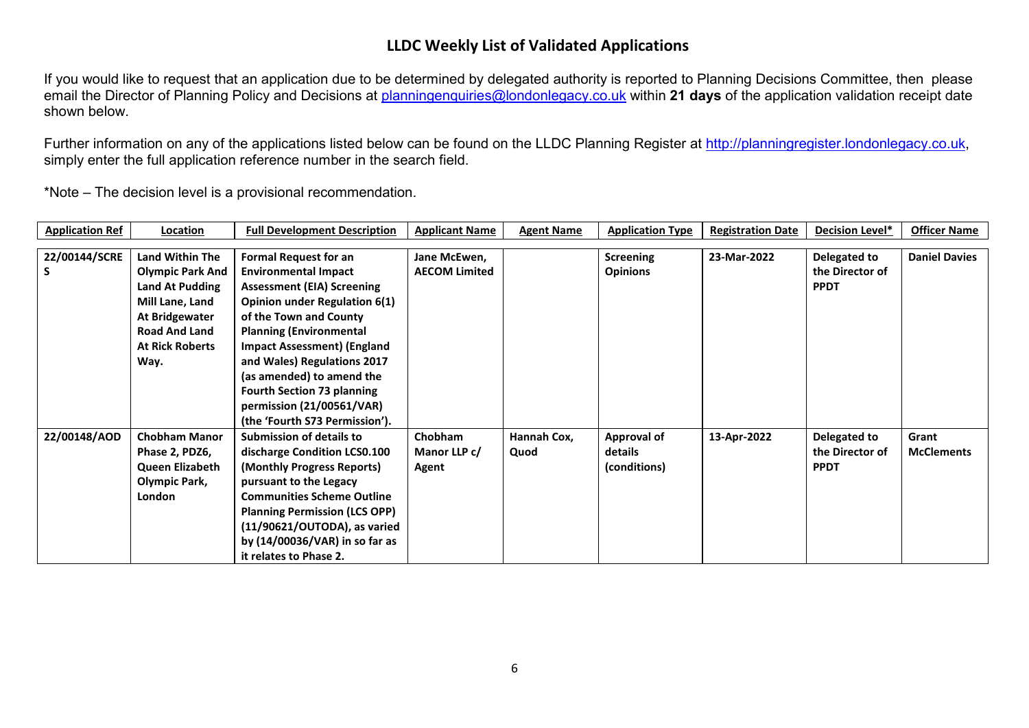# LLDC Weekly List of Validated Applications

If you would like to request that an application due to be determined by delegated authority is reported to Planning Decisions Committee, then please email the Director of Planning Policy and Decisions at planningenquiries@londonlegacy.co.uk within **21 days** of the application validation receipt date shown below.

Further information on any of the applications listed below can be found on the LLDC Planning Register at http://planningregister.londonlegacy.co.uk, simply enter the full application reference number in the search field.

*Note – The decision level is a provisional recommendation.

| Application Ref | Location | Full Development Description | Applicant Name | Agent Name | Application Type | Registration Date | Decision Level* | Officer Name |
|---|---|---|---|---|---|---|---|---|
| **22/00144/SCRES** | **Land Within The Olympic Park And Land At Pudding Mill Lane, Land At Bridgewater Road And Land At Rick Roberts Way.** | **Formal Request for an Environmental Impact Assessment (EIA) Screening Opinion under Regulation 6(1) of the Town and County Planning (Environmental Impact Assessment) (England and Wales) Regulations 2017 (as amended) to amend the Fourth Section 73 planning permission (21/00561/VAR) (the 'Fourth S73 Permission').** | **Jane McEwen, AECOM Limited** | | **Screening Opinions** | **23-Mar-2022** | **Delegated to the Director of PPDT** | **Daniel Davies** |
| **22/00148/AOD** | **Chobham Manor Phase 2, PDZ6, Queen Elizabeth Olympic Park, London** | **Submission of details to discharge Condition LCS0.100 (Monthly Progress Reports) pursuant to the Legacy Communities Scheme Outline Planning Permission (LCS OPP) (11/90621/OUTODA), as varied by (14/00036/VAR) in so far as it relates to Phase 2.** | **Chobham Manor LLP c/ Agent** | **Hannah Cox, Quod** | **Approval of details (conditions)** | **13-Apr-2022** | **Delegated to the Director of PPDT** | **Grant McClements** |